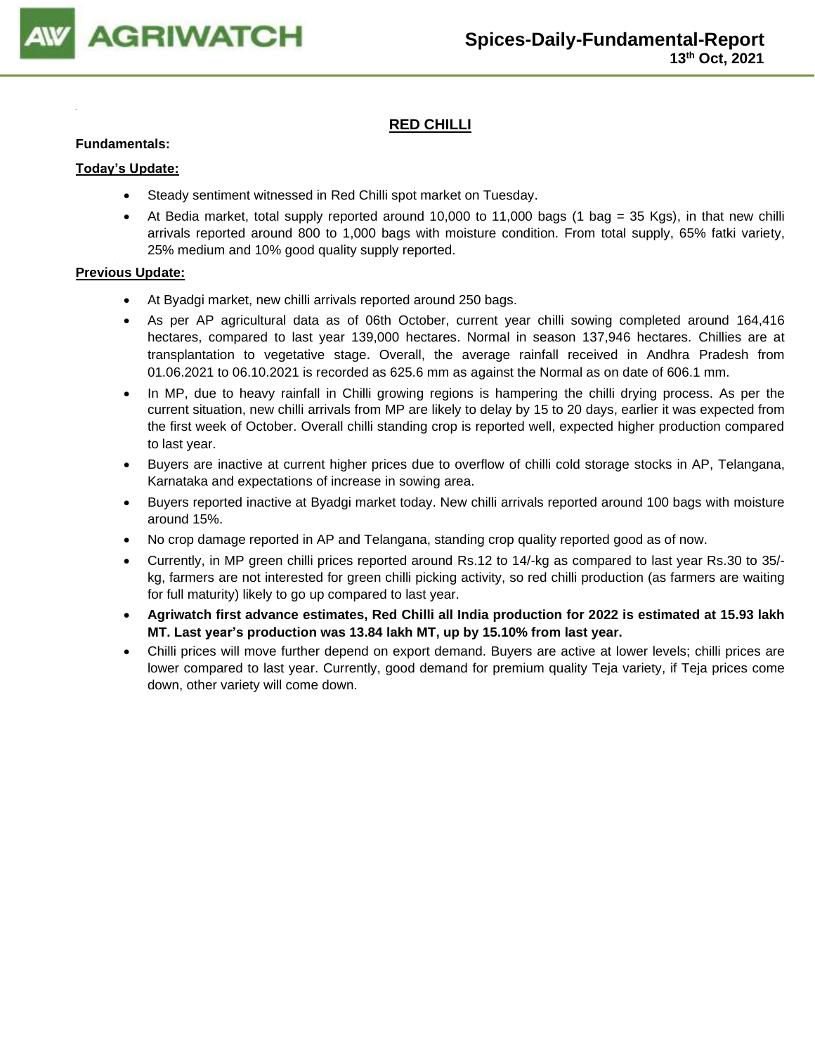# Spices-Daily-Fundamental-Report

**13th Oct, 2021**

## RED CHILLI

**Fundamentals:**

**Today's Update:**

- Steady sentiment witnessed in Red Chilli spot market on Tuesday.
- At Bedia market, total supply reported around 10,000 to 11,000 bags (1 bag = 35 Kgs), in that new chilli arrivals reported around 800 to 1,000 bags with moisture condition. From total supply, 65% fatki variety, 25% medium and 10% good quality supply reported.

**Previous Update:**

- At Byadgi market, new chilli arrivals reported around 250 bags.
- As per AP agricultural data as of 06th October, current year chilli sowing completed around 164,416 hectares, compared to last year 139,000 hectares. Normal in season 137,946 hectares. Chillies are at transplantation to vegetative stage. Overall, the average rainfall received in Andhra Pradesh from 01.06.2021 to 06.10.2021 is recorded as 625.6 mm as against the Normal as on date of 606.1 mm.
- In MP, due to heavy rainfall in Chilli growing regions is hampering the chilli drying process. As per the current situation, new chilli arrivals from MP are likely to delay by 15 to 20 days, earlier it was expected from the first week of October. Overall chilli standing crop is reported well, expected higher production compared to last year.
- Buyers are inactive at current higher prices due to overflow of chilli cold storage stocks in AP, Telangana, Karnataka and expectations of increase in sowing area.
- Buyers reported inactive at Byadgi market today. New chilli arrivals reported around 100 bags with moisture around 15%.
- No crop damage reported in AP and Telangana, standing crop quality reported good as of now.
- Currently, in MP green chilli prices reported around Rs.12 to 14/-kg as compared to last year Rs.30 to 35/-kg, farmers are not interested for green chilli picking activity, so red chilli production (as farmers are waiting for full maturity) likely to go up compared to last year.
- **Agriwatch first advance estimates, Red Chilli all India production for 2022 is estimated at 15.93 lakh MT. Last year's production was 13.84 lakh MT, up by 15.10% from last year.**
- Chilli prices will move further depend on export demand. Buyers are active at lower levels; chilli prices are lower compared to last year. Currently, good demand for premium quality Teja variety, if Teja prices come down, other variety will come down.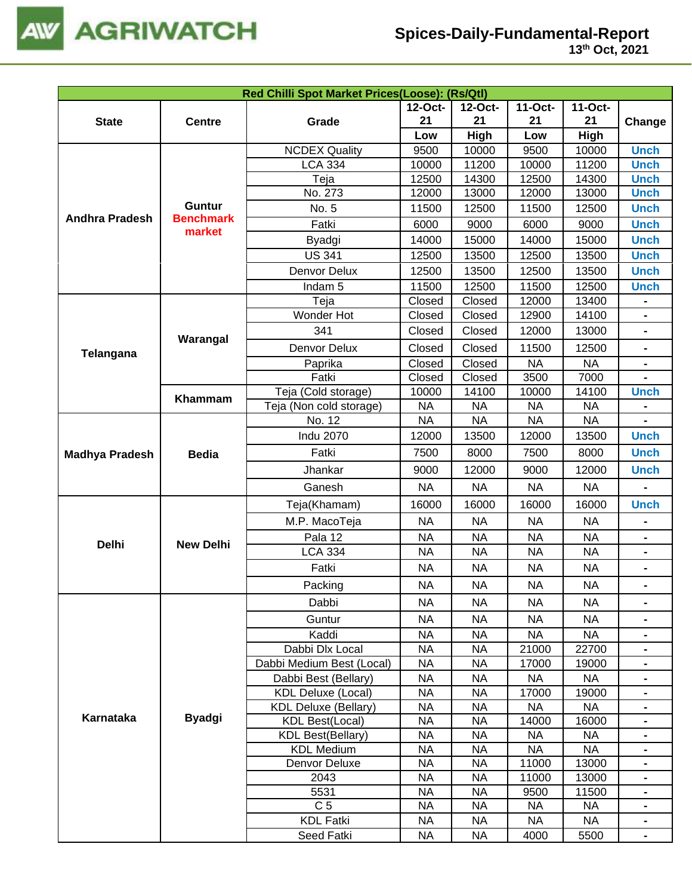| Red Chilli Spot Market Prices(Loose): (Rs/Qtl) | | | | | | | |
|---|---|---|---|---|---|---|---|
| State | Centre | Grade | 12-Oct-21 Low | 12-Oct-21 High | 11-Oct-21 Low | 11-Oct-21 High | Change |
| Andhra Pradesh | Guntur Benchmark market | NCDEX Quality | 9500 | 10000 | 9500 | 10000 | Unch |
| | | LCA 334 | 10000 | 11200 | 10000 | 11200 | Unch |
| | | Teja | 12500 | 14300 | 12500 | 14300 | Unch |
| | | No. 273 | 12000 | 13000 | 12000 | 13000 | Unch |
| | | No. 5 | 11500 | 12500 | 11500 | 12500 | Unch |
| | | Fatki | 6000 | 9000 | 6000 | 9000 | Unch |
| | | Byadgi | 14000 | 15000 | 14000 | 15000 | Unch |
| | | US 341 | 12500 | 13500 | 12500 | 13500 | Unch |
| | | Denvor Delux | 12500 | 13500 | 12500 | 13500 | Unch |
| | | Indam 5 | 11500 | 12500 | 11500 | 12500 | Unch |
| Telangana | Warangal | Teja | Closed | Closed | 12000 | 13400 | - |
| | | Wonder Hot | Closed | Closed | 12900 | 14100 | - |
| | | 341 | Closed | Closed | 12000 | 13000 | - |
| | | Denvor Delux | Closed | Closed | 11500 | 12500 | - |
| | | Paprika | Closed | Closed | NA | NA | - |
| | | Fatki | Closed | Closed | 3500 | 7000 | - |
| | Khammam | Teja (Cold storage) | 10000 | 14100 | 10000 | 14100 | Unch |
| | | Teja (Non cold storage) | NA | NA | NA | NA | - |
| Madhya Pradesh | Bedia | No. 12 | NA | NA | NA | NA | - |
| | | Indu 2070 | 12000 | 13500 | 12000 | 13500 | Unch |
| | | Fatki | 7500 | 8000 | 7500 | 8000 | Unch |
| | | Jhankar | 9000 | 12000 | 9000 | 12000 | Unch |
| | | Ganesh | NA | NA | NA | NA | - |
| Delhi | New Delhi | Teja(Khamam) | 16000 | 16000 | 16000 | 16000 | Unch |
| | | M.P. MacoTeja | NA | NA | NA | NA | - |
| | | Pala 12 | NA | NA | NA | NA | - |
| | | LCA 334 | NA | NA | NA | NA | - |
| | | Fatki | NA | NA | NA | NA | - |
| | | Packing | NA | NA | NA | NA | - |
| Karnataka | Byadgi | Dabbi | NA | NA | NA | NA | - |
| | | Guntur | NA | NA | NA | NA | - |
| | | Kaddi | NA | NA | NA | NA | - |
| | | Dabbi Dlx Local | NA | NA | 21000 | 22700 | - |
| | | Dabbi Medium Best (Local) | NA | NA | 17000 | 19000 | - |
| | | Dabbi Best (Bellary) | NA | NA | NA | NA | - |
| | | KDL Deluxe (Local) | NA | NA | 17000 | 19000 | - |
| | | KDL Deluxe (Bellary) | NA | NA | NA | NA | - |
| | | KDL Best(Local) | NA | NA | 14000 | 16000 | - |
| | | KDL Best(Bellary) | NA | NA | NA | NA | - |
| | | KDL Medium | NA | NA | NA | NA | - |
| | | Denvor Deluxe | NA | NA | 11000 | 13000 | - |
| | | 2043 | NA | NA | 11000 | 13000 | - |
| | | 5531 | NA | NA | 9500 | 11500 | - |
| | | C 5 | NA | NA | NA | NA | - |
| | | KDL Fatki | NA | NA | NA | NA | - |
| | | Seed Fatki | NA | NA | 4000 | 5500 | - |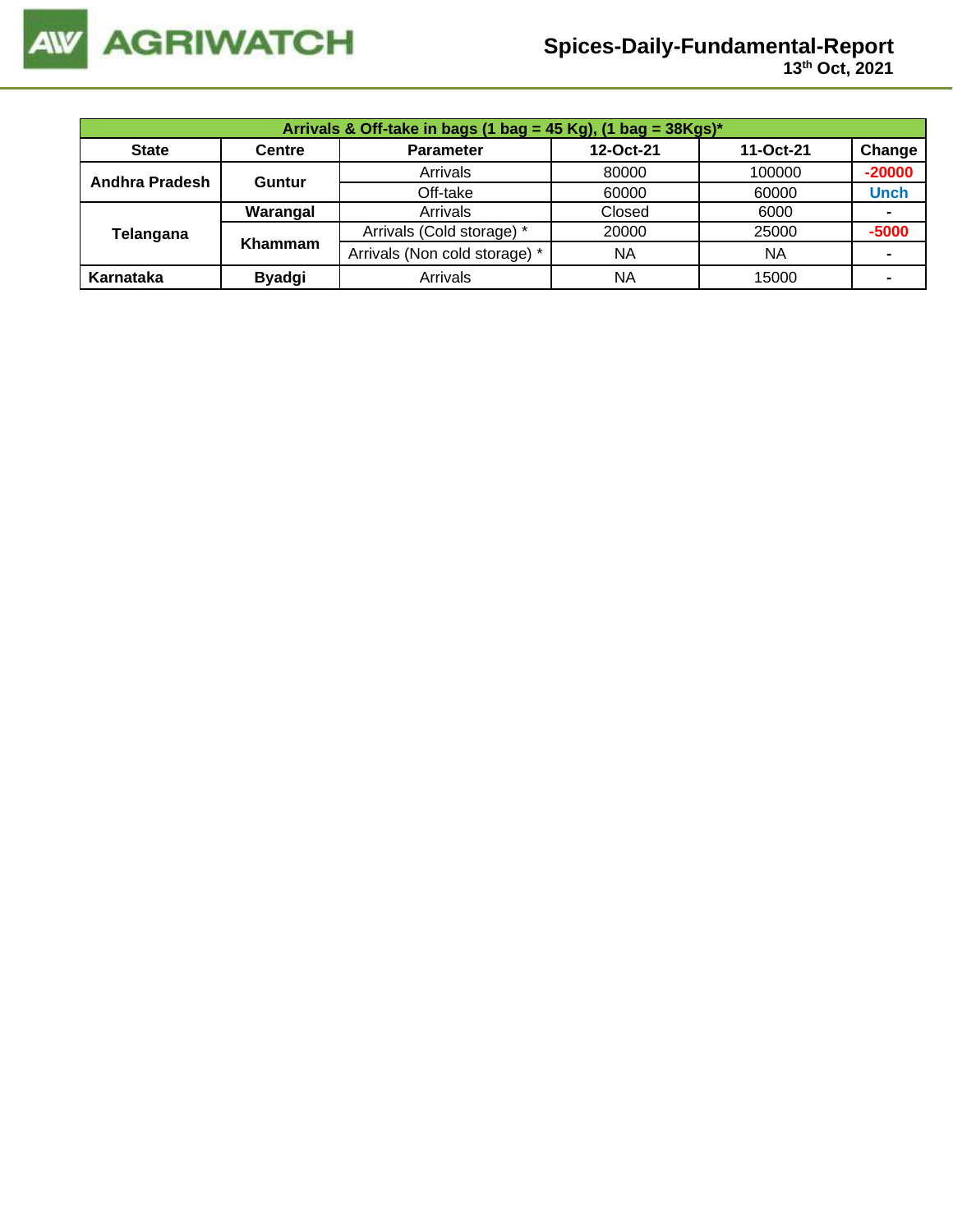| Arrivals & Off-take in bags (1 bag = 45 Kg), (1 bag = 38Kgs)* | | | | | |
|---|---|---|---|---|---|
| **State** | **Centre** | **Parameter** | **12-Oct-21** | **11-Oct-21** | **Change** |
| **Andhra Pradesh** | **Guntur** | Arrivals | 80000 | 100000 | -20000 |
| | | Off-take | 60000 | 60000 | Unch |
| **Telangana** | **Warangal** | Arrivals | Closed | 6000 | - |
| | **Khammam** | Arrivals (Cold storage) * | 20000 | 25000 | -5000 |
| | | Arrivals (Non cold storage) * | NA | NA | - |
| **Karnataka** | **Byadgi** | Arrivals | NA | 15000 | - |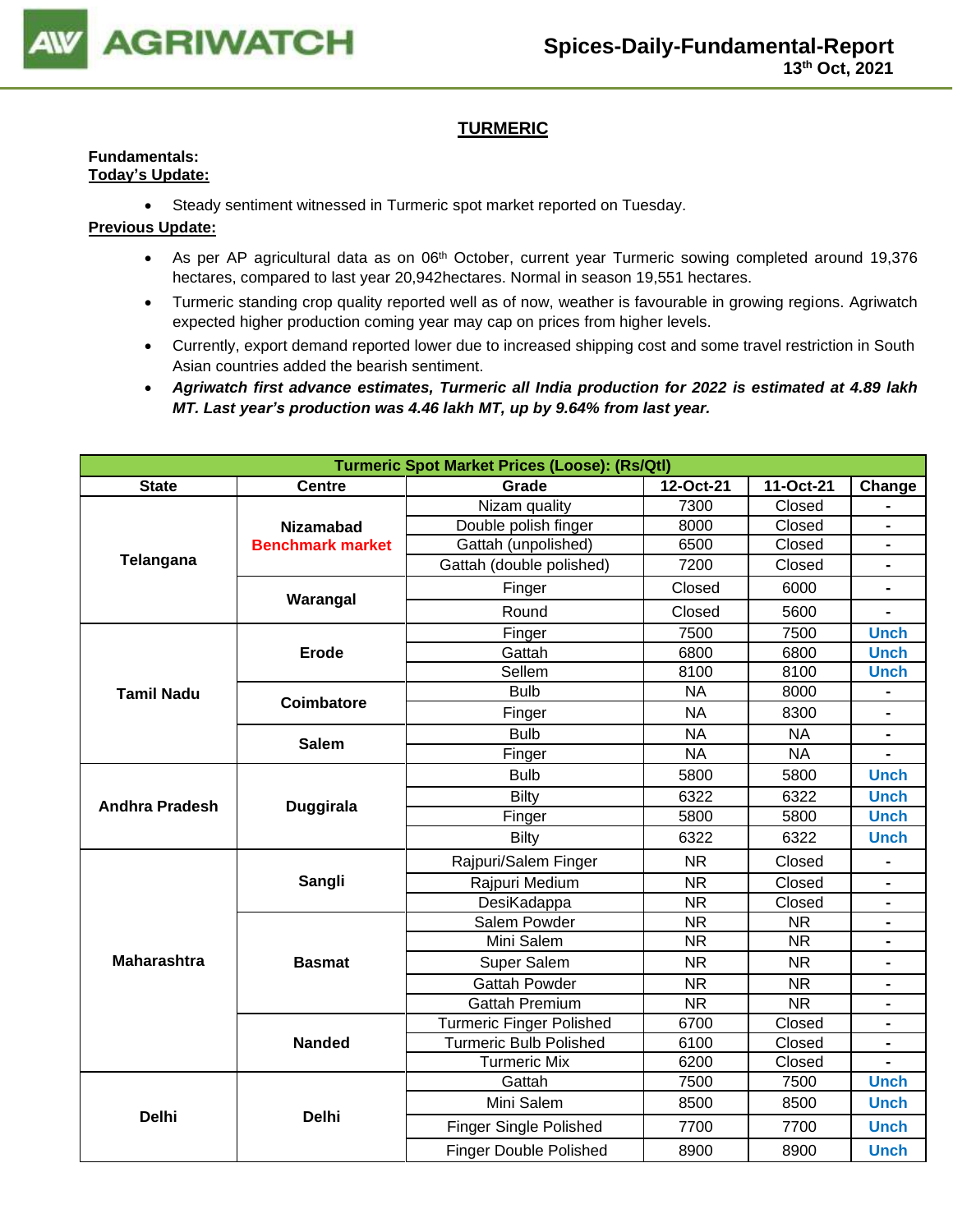## TURMERIC

**Fundamentals:**

**Today's Update:**

- Steady sentiment witnessed in Turmeric spot market reported on Tuesday.

**Previous Update:**

- As per AP agricultural data as on 06th October, current year Turmeric sowing completed around 19,376 hectares, compared to last year 20,942hectares. Normal in season 19,551 hectares.
- Turmeric standing crop quality reported well as of now, weather is favourable in growing regions. Agriwatch expected higher production coming year may cap on prices from higher levels.
- Currently, export demand reported lower due to increased shipping cost and some travel restriction in South Asian countries added the bearish sentiment.
- ***Agriwatch first advance estimates, Turmeric all India production for 2022 is estimated at 4.89 lakh MT. Last year's production was 4.46 lakh MT, up by 9.64% from last year.***

| Turmeric Spot Market Prices (Loose): (Rs/Qtl) | | | | | |
|---|---|---|---|---|---|
| **State** | **Centre** | **Grade** | **12-Oct-21** | **11-Oct-21** | **Change** |
| Telangana | Nizamabad Benchmark market | Nizam quality | 7300 | Closed | - |
| | | Double polish finger | 8000 | Closed | - |
| | | Gattah (unpolished) | 6500 | Closed | - |
| | | Gattah (double polished) | 7200 | Closed | - |
| | Warangal | Finger | Closed | 6000 | - |
| | | Round | Closed | 5600 | - |
| Tamil Nadu | Erode | Finger | 7500 | 7500 | Unch |
| | | Gattah | 6800 | 6800 | Unch |
| | | Sellem | 8100 | 8100 | Unch |
| | Coimbatore | Bulb | NA | 8000 | - |
| | | Finger | NA | 8300 | - |
| | Salem | Bulb | NA | NA | - |
| | | Finger | NA | NA | - |
| Andhra Pradesh | Duggirala | Bulb | 5800 | 5800 | Unch |
| | | Bilty | 6322 | 6322 | Unch |
| | | Finger | 5800 | 5800 | Unch |
| | | Bilty | 6322 | 6322 | Unch |
| Maharashtra | Sangli | Rajpuri/Salem Finger | NR | Closed | - |
| | | Rajpuri Medium | NR | Closed | - |
| | | DesiKadappa | NR | Closed | - |
| | Basmat | Salem Powder | NR | NR | - |
| | | Mini Salem | NR | NR | - |
| | | Super Salem | NR | NR | - |
| | | Gattah Powder | NR | NR | - |
| | | Gattah Premium | NR | NR | - |
| | Nanded | Turmeric Finger Polished | 6700 | Closed | - |
| | | Turmeric Bulb Polished | 6100 | Closed | - |
| | | Turmeric Mix | 6200 | Closed | - |
| Delhi | Delhi | Gattah | 7500 | 7500 | Unch |
| | | Mini Salem | 8500 | 8500 | Unch |
| | | Finger Single Polished | 7700 | 7700 | Unch |
| | | Finger Double Polished | 8900 | 8900 | Unch |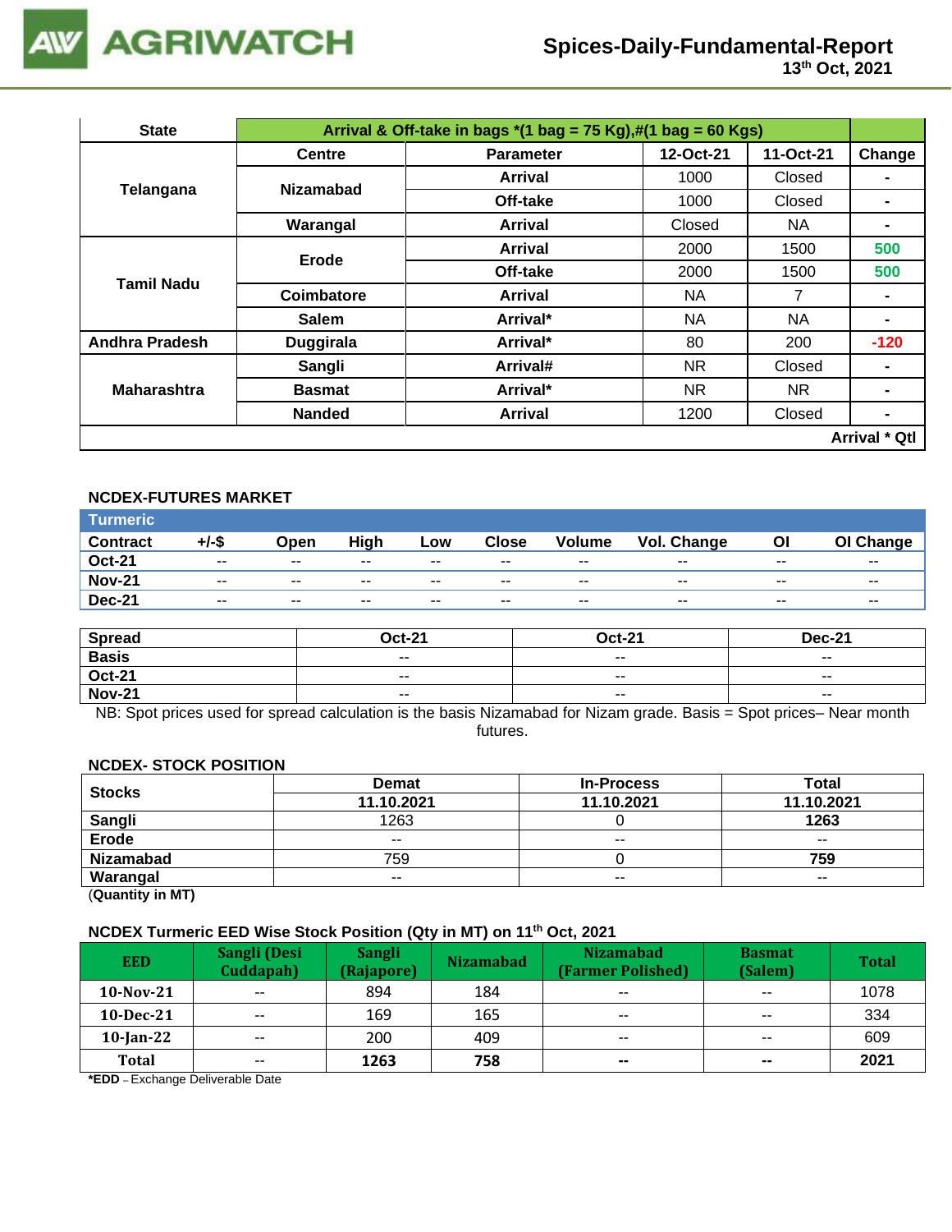# AGRIWATCH

## Spices-Daily-Fundamental-Report
13th Oct, 2021

| State | Arrival & Off-take in bags *(1 bag = 75 Kg),#(1 bag = 60 Kgs) | | | | |
|---|---|---|---|---|---|
| | Centre | Parameter | 12-Oct-21 | 11-Oct-21 | Change |
| Telangana | Nizamabad | Arrival | 1000 | Closed | - |
| | | Off-take | 1000 | Closed | - |
| | Warangal | Arrival | Closed | NA | - |
| Tamil Nadu | Erode | Arrival | 2000 | 1500 | 500 |
| | | Off-take | 2000 | 1500 | 500 |
| | Coimbatore | Arrival | NA | 7 | - |
| | Salem | Arrival* | NA | NA | - |
| Andhra Pradesh | Duggirala | Arrival* | 80 | 200 | -120 |
| Maharashtra | Sangli | Arrival# | NR | Closed | - |
| | Basmat | Arrival* | NR | NR | - |
| | Nanded | Arrival | 1200 | Closed | - |
| | | | | | Arrival * Qtl |

### NCDEX-FUTURES MARKET

| Turmeric | | | | | | | | | |
|---|---|---|---|---|---|---|---|---|---|
| Contract | +/-$ | Open | High | Low | Close | Volume | Vol. Change | OI | OI Change |
| Oct-21 | -- | -- | -- | -- | -- | -- | -- | -- | -- |
| Nov-21 | -- | -- | -- | -- | -- | -- | -- | -- | -- |
| Dec-21 | -- | -- | -- | -- | -- | -- | -- | -- | -- |

| Spread | Oct-21 | Oct-21 | Dec-21 |
|---|---|---|---|
| Basis | -- | -- | -- |
| Oct-21 | -- | -- | -- |
| Nov-21 | -- | -- | -- |

NB: Spot prices used for spread calculation is the basis Nizamabad for Nizam grade. Basis = Spot prices– Near month futures.

### NCDEX- STOCK POSITION

| Stocks | Demat | In-Process | Total |
|---|---|---|---|
| | 11.10.2021 | 11.10.2021 | 11.10.2021 |
| Sangli | 1263 | 0 | 1263 |
| Erode | -- | -- | -- |
| Nizamabad | 759 | 0 | 759 |
| Warangal | -- | -- | -- |

(Quantity in MT)

### NCDEX Turmeric EED Wise Stock Position (Qty in MT) on 11th Oct, 2021

| EED | Sangli (Desi Cuddapah) | Sangli (Rajapore) | Nizamabad | Nizamabad (Farmer Polished) | Basmat (Salem) | Total |
|---|---|---|---|---|---|---|
| 10-Nov-21 | -- | 894 | 184 | -- | -- | 1078 |
| 10-Dec-21 | -- | 169 | 165 | -- | -- | 334 |
| 10-Jan-22 | -- | 200 | 409 | -- | -- | 609 |
| Total | -- | 1263 | 758 | -- | -- | 2021 |

*EDD – Exchange Deliverable Date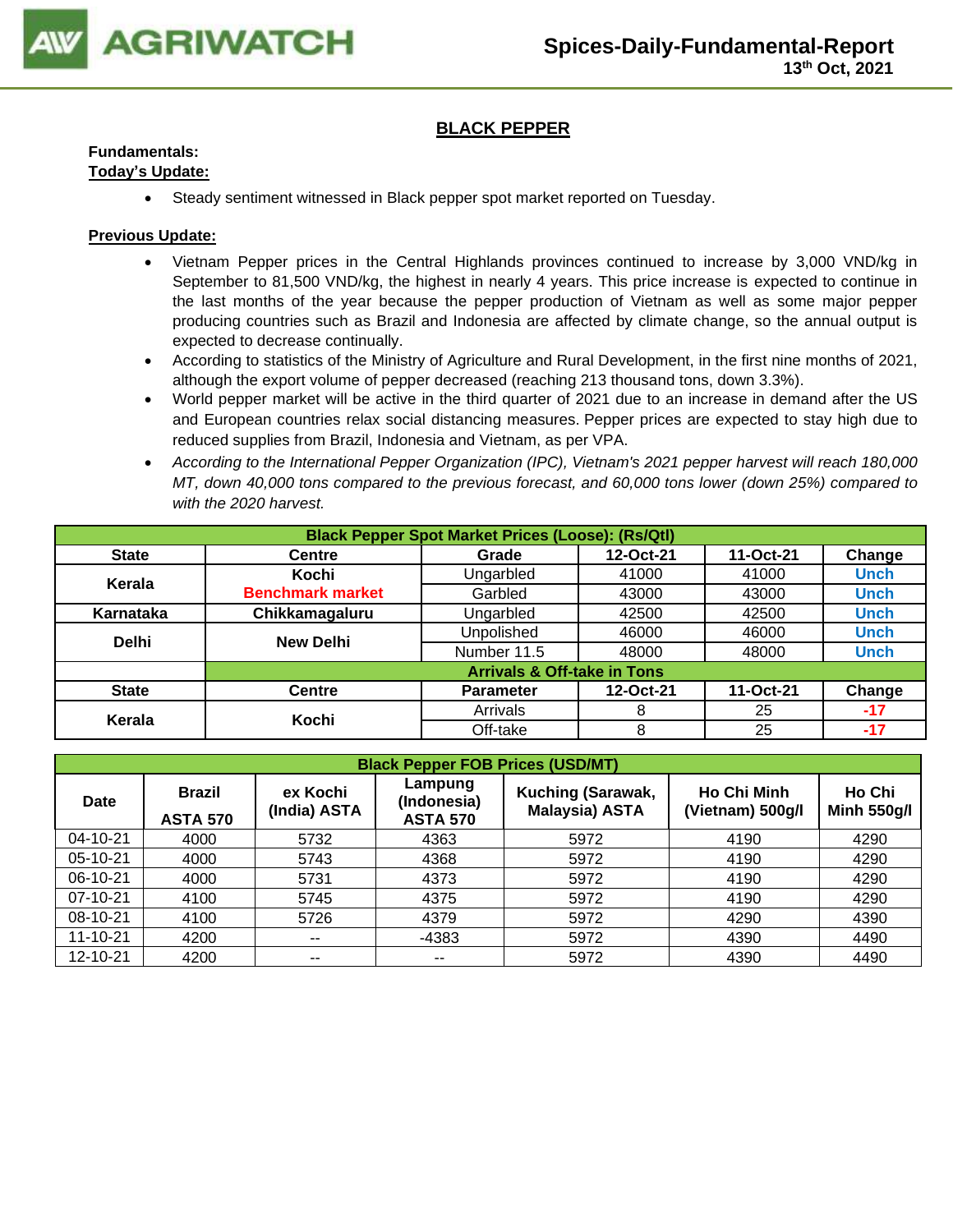## BLACK PEPPER

**Fundamentals:**

**Today's Update:**

- Steady sentiment witnessed in Black pepper spot market reported on Tuesday.

**Previous Update:**

- Vietnam Pepper prices in the Central Highlands provinces continued to increase by 3,000 VND/kg in September to 81,500 VND/kg, the highest in nearly 4 years. This price increase is expected to continue in the last months of the year because the pepper production of Vietnam as well as some major pepper producing countries such as Brazil and Indonesia are affected by climate change, so the annual output is expected to decrease continually.
- According to statistics of the Ministry of Agriculture and Rural Development, in the first nine months of 2021, although the export volume of pepper decreased (reaching 213 thousand tons, down 3.3%).
- World pepper market will be active in the third quarter of 2021 due to an increase in demand after the US and European countries relax social distancing measures. Pepper prices are expected to stay high due to reduced supplies from Brazil, Indonesia and Vietnam, as per VPA.
- *According to the International Pepper Organization (IPC), Vietnam's 2021 pepper harvest will reach 180,000 MT, down 40,000 tons compared to the previous forecast, and 60,000 tons lower (down 25%) compared to with the 2020 harvest.*

| Black Pepper Spot Market Prices (Loose): (Rs/Qtl) | | | | | |
|---|---|---|---|---|---|
| **State** | **Centre** | **Grade** | **12-Oct-21** | **11-Oct-21** | **Change** |
| Kerala | Kochi Benchmark market | Ungarbled | 41000 | 41000 | Unch |
| | | Garbled | 43000 | 43000 | Unch |
| Karnataka | Chikkamagaluru | Ungarbled | 42500 | 42500 | Unch |
| Delhi | New Delhi | Unpolished | 46000 | 46000 | Unch |
| | | Number 11.5 | 48000 | 48000 | Unch |
| | **Arrivals & Off-take in Tons** | | | | |
| **State** | **Centre** | **Parameter** | **12-Oct-21** | **11-Oct-21** | **Change** |
| Kerala | Kochi | Arrivals | 8 | 25 | -17 |
| | | Off-take | 8 | 25 | -17 |

| Black Pepper FOB Prices (USD/MT) | | | | | | |
|---|---|---|---|---|---|---|
| **Date** | **Brazil ASTA 570** | **ex Kochi (India) ASTA** | **Lampung (Indonesia) ASTA 570** | **Kuching (Sarawak, Malaysia) ASTA** | **Ho Chi Minh (Vietnam) 500g/l** | **Ho Chi Minh 550g/l** |
| 04-10-21 | 4000 | 5732 | 4363 | 5972 | 4190 | 4290 |
| 05-10-21 | 4000 | 5743 | 4368 | 5972 | 4190 | 4290 |
| 06-10-21 | 4000 | 5731 | 4373 | 5972 | 4190 | 4290 |
| 07-10-21 | 4100 | 5745 | 4375 | 5972 | 4190 | 4290 |
| 08-10-21 | 4100 | 5726 | 4379 | 5972 | 4290 | 4390 |
| 11-10-21 | 4200 | -- | -4383 | 5972 | 4390 | 4490 |
| 12-10-21 | 4200 | -- | -- | 5972 | 4390 | 4490 |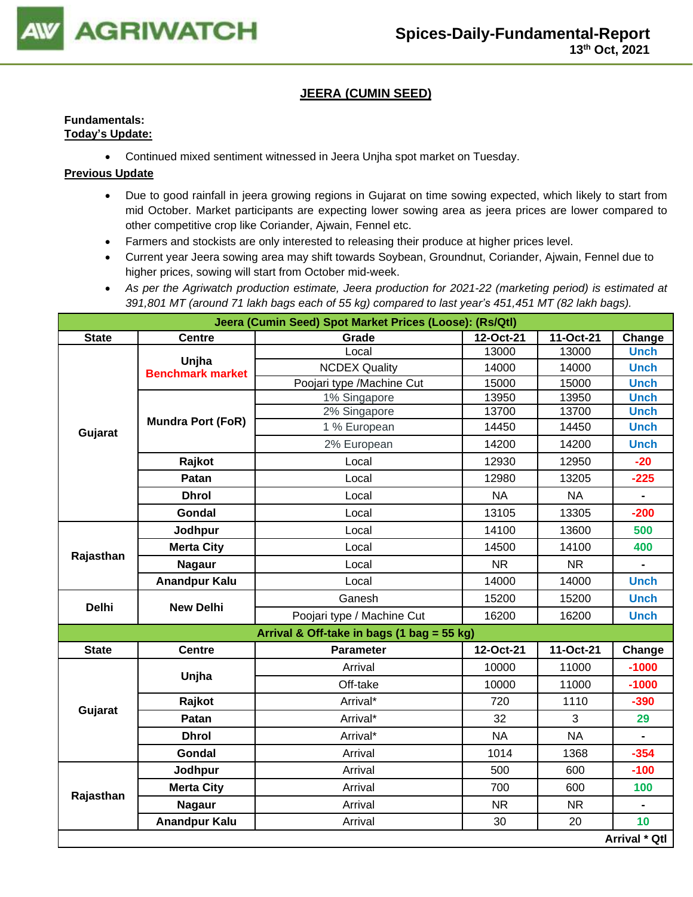# JEERA (CUMIN SEED)

**Fundamentals:**
**Today's Update:**

- Continued mixed sentiment witnessed in Jeera Unjha spot market on Tuesday.

**Previous Update**

- Due to good rainfall in jeera growing regions in Gujarat on time sowing expected, which likely to start from mid October. Market participants are expecting lower sowing area as jeera prices are lower compared to other competitive crop like Coriander, Ajwain, Fennel etc.
- Farmers and stockists are only interested to releasing their produce at higher prices level.
- Current year Jeera sowing area may shift towards Soybean, Groundnut, Coriander, Ajwain, Fennel due to higher prices, sowing will start from October mid-week.
- *As per the Agriwatch production estimate, Jeera production for 2021-22 (marketing period) is estimated at 391,801 MT (around 71 lakh bags of 55 kg) compared to last year's 451,451 MT (82 lakh bags).*

| Jeera (Cumin Seed) Spot Market Prices (Loose): (Rs/Qtl) | | | | | |
|---|---|---|---|---|---|
| **State** | **Centre** | **Grade** | **12-Oct-21** | **11-Oct-21** | **Change** |
| Gujarat | Unjha Benchmark market | Local | 13000 | 13000 | Unch |
| | | NCDEX Quality | 14000 | 14000 | Unch |
| | | Poojari type /Machine Cut | 15000 | 15000 | Unch |
| | Mundra Port (FoR) | 1% Singapore | 13950 | 13950 | Unch |
| | | 2% Singapore | 13700 | 13700 | Unch |
| | | 1 % European | 14450 | 14450 | Unch |
| | | 2% European | 14200 | 14200 | Unch |
| | Rajkot | Local | 12930 | 12950 | -20 |
| | Patan | Local | 12980 | 13205 | -225 |
| | Dhrol | Local | NA | NA | - |
| | Gondal | Local | 13105 | 13305 | -200 |
| Rajasthan | Jodhpur | Local | 14100 | 13600 | 500 |
| | Merta City | Local | 14500 | 14100 | 400 |
| | Nagaur | Local | NR | NR | - |
| | Anandpur Kalu | Local | 14000 | 14000 | Unch |
| Delhi | New Delhi | Ganesh | 15200 | 15200 | Unch |
| | | Poojari type / Machine Cut | 16200 | 16200 | Unch |

| Arrival & Off-take in bags (1 bag = 55 kg) | | | | | |
|---|---|---|---|---|---|
| **State** | **Centre** | **Parameter** | **12-Oct-21** | **11-Oct-21** | **Change** |
| Gujarat | Unjha | Arrival | 10000 | 11000 | -1000 |
| | | Off-take | 10000 | 11000 | -1000 |
| | Rajkot | Arrival* | 720 | 1110 | -390 |
| | Patan | Arrival* | 32 | 3 | 29 |
| | Dhrol | Arrival* | NA | NA | - |
| | Gondal | Arrival | 1014 | 1368 | -354 |
| Rajasthan | Jodhpur | Arrival | 500 | 600 | -100 |
| | Merta City | Arrival | 700 | 600 | 100 |
| | Nagaur | Arrival | NR | NR | - |
| | Anandpur Kalu | Arrival | 30 | 20 | 10 |

Arrival * Qtl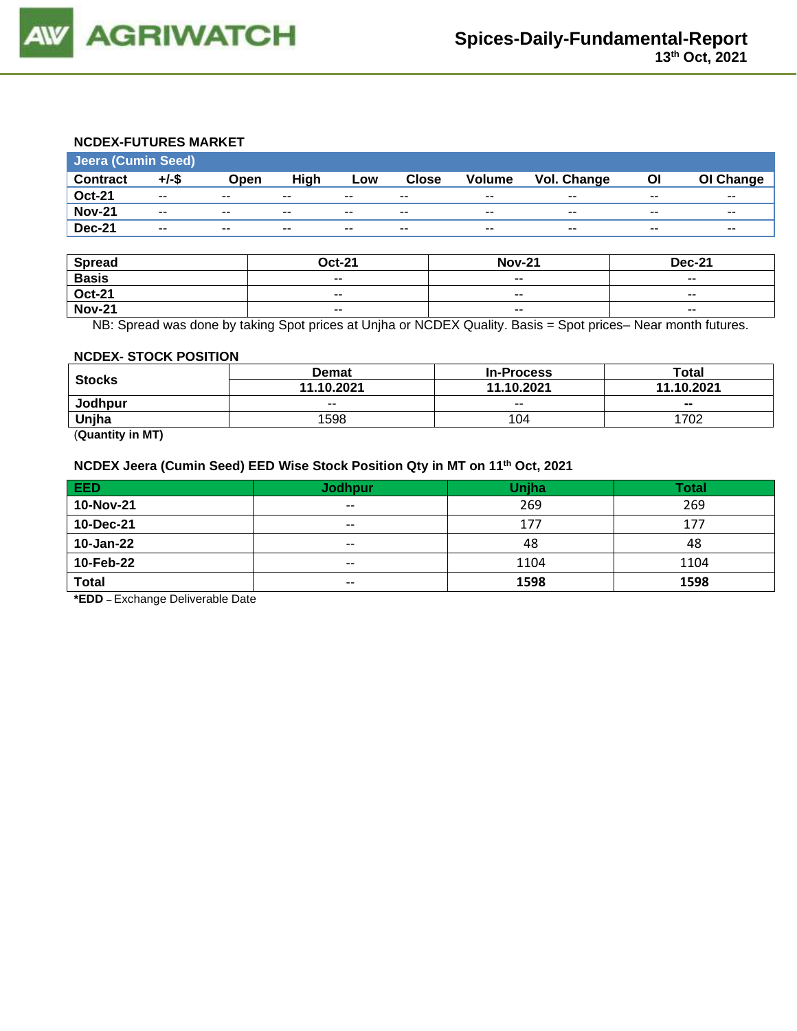## NCDEX-FUTURES MARKET

| Jeera (Cumin Seed) | | | | | | | | | |
|---|---|---|---|---|---|---|---|---|---|
| **Contract** | **+/-$** | **Open** | **High** | **Low** | **Close** | **Volume** | **Vol. Change** | **OI** | **OI Change** |
| **Oct-21** | -- | -- | -- | -- | -- | -- | -- | -- | -- |
| **Nov-21** | -- | -- | -- | -- | -- | -- | -- | -- | -- |
| **Dec-21** | -- | -- | -- | -- | -- | -- | -- | -- | -- |

| Spread | Oct-21 | Nov-21 | Dec-21 |
|---|---|---|---|
| **Basis** | -- | -- | -- |
| **Oct-21** | -- | -- | -- |
| **Nov-21** | -- | -- | -- |

NB: Spread was done by taking Spot prices at Unjha or NCDEX Quality. Basis = Spot prices– Near month futures.

## NCDEX- STOCK POSITION

| Stocks | Demat | In-Process | Total |
|---|---|---|---|
| | **11.10.2021** | **11.10.2021** | **11.10.2021** |
| **Jodhpur** | -- | -- | **--** |
| **Unjha** | 1598 | 104 | 1702 |

(**Quantity in MT)**

## NCDEX Jeera (Cumin Seed) EED Wise Stock Position Qty in MT on 11th Oct, 2021

| EED | Jodhpur | Unjha | Total |
|---|---|---|---|
| **10-Nov-21** | -- | 269 | 269 |
| **10-Dec-21** | -- | 177 | 177 |
| **10-Jan-22** | -- | 48 | 48 |
| **10-Feb-22** | -- | 1104 | 1104 |
| **Total** | -- | **1598** | **1598** |

***EDD** – Exchange Deliverable Date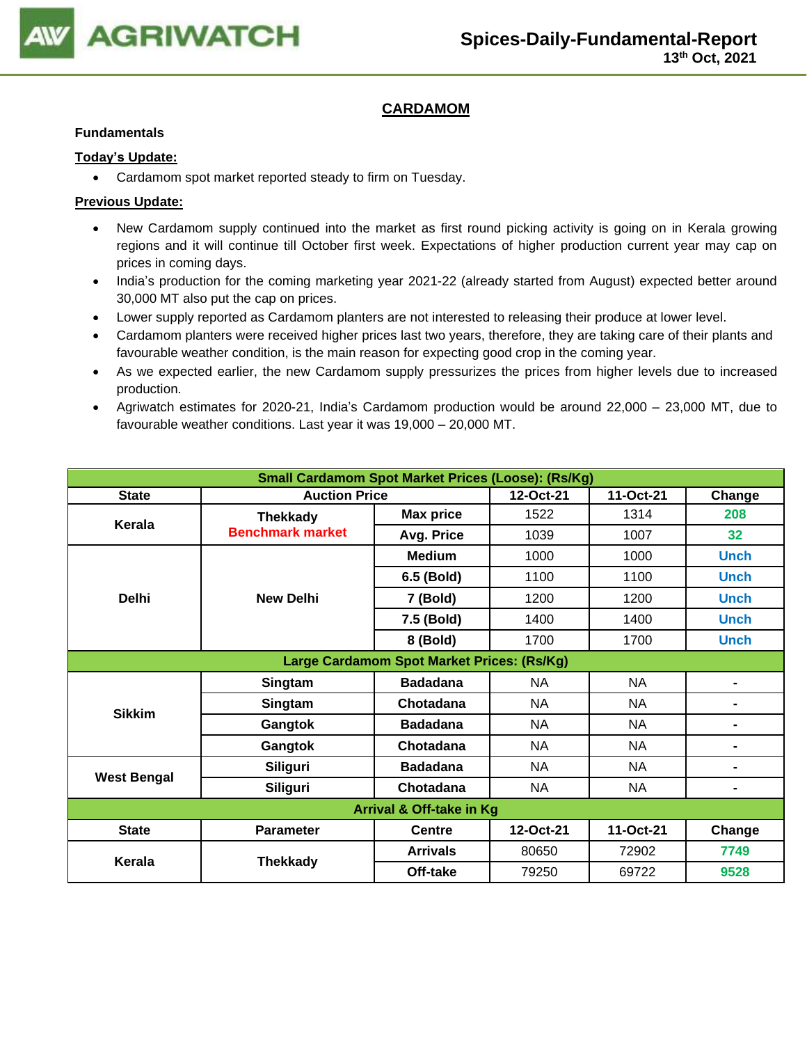## CARDAMOM

**Fundamentals**

**Today's Update:**

- Cardamom spot market reported steady to firm on Tuesday.

**Previous Update:**

- New Cardamom supply continued into the market as first round picking activity is going on in Kerala growing regions and it will continue till October first week. Expectations of higher production current year may cap on prices in coming days.
- India's production for the coming marketing year 2021-22 (already started from August) expected better around 30,000 MT also put the cap on prices.
- Lower supply reported as Cardamom planters are not interested to releasing their produce at lower level.
- Cardamom planters were received higher prices last two years, therefore, they are taking care of their plants and favourable weather condition, is the main reason for expecting good crop in the coming year.
- As we expected earlier, the new Cardamom supply pressurizes the prices from higher levels due to increased production.
- Agriwatch estimates for 2020-21, India's Cardamom production would be around 22,000 – 23,000 MT, due to favourable weather conditions. Last year it was 19,000 – 20,000 MT.

| Small Cardamom Spot Market Prices (Loose): (Rs/Kg) | | | | | |
|---|---|---|---|---|---|
| **State** | **Auction Price** | | **12-Oct-21** | **11-Oct-21** | **Change** |
| **Kerala** | **Thekkady** **Benchmark market** | **Max price** | 1522 | 1314 | 208 |
| | | **Avg. Price** | 1039 | 1007 | 32 |
| **Delhi** | **New Delhi** | **Medium** | 1000 | 1000 | Unch |
| | | **6.5 (Bold)** | 1100 | 1100 | Unch |
| | | **7 (Bold)** | 1200 | 1200 | Unch |
| | | **7.5 (Bold)** | 1400 | 1400 | Unch |
| | | **8 (Bold)** | 1700 | 1700 | Unch |
| **Large Cardamom Spot Market Prices: (Rs/Kg)** | | | | | |
| **Sikkim** | **Singtam** | **Badadana** | NA | NA | - |
| | **Singtam** | **Chotadana** | NA | NA | - |
| | **Gangtok** | **Badadana** | NA | NA | - |
| | **Gangtok** | **Chotadana** | NA | NA | - |
| **West Bengal** | **Siliguri** | **Badadana** | NA | NA | - |
| | **Siliguri** | **Chotadana** | NA | NA | - |
| **Arrival & Off-take in Kg** | | | | | |
| **State** | **Parameter** | **Centre** | **12-Oct-21** | **11-Oct-21** | **Change** |
| **Kerala** | **Thekkady** | **Arrivals** | 80650 | 72902 | 7749 |
| | | **Off-take** | 79250 | 69722 | 9528 |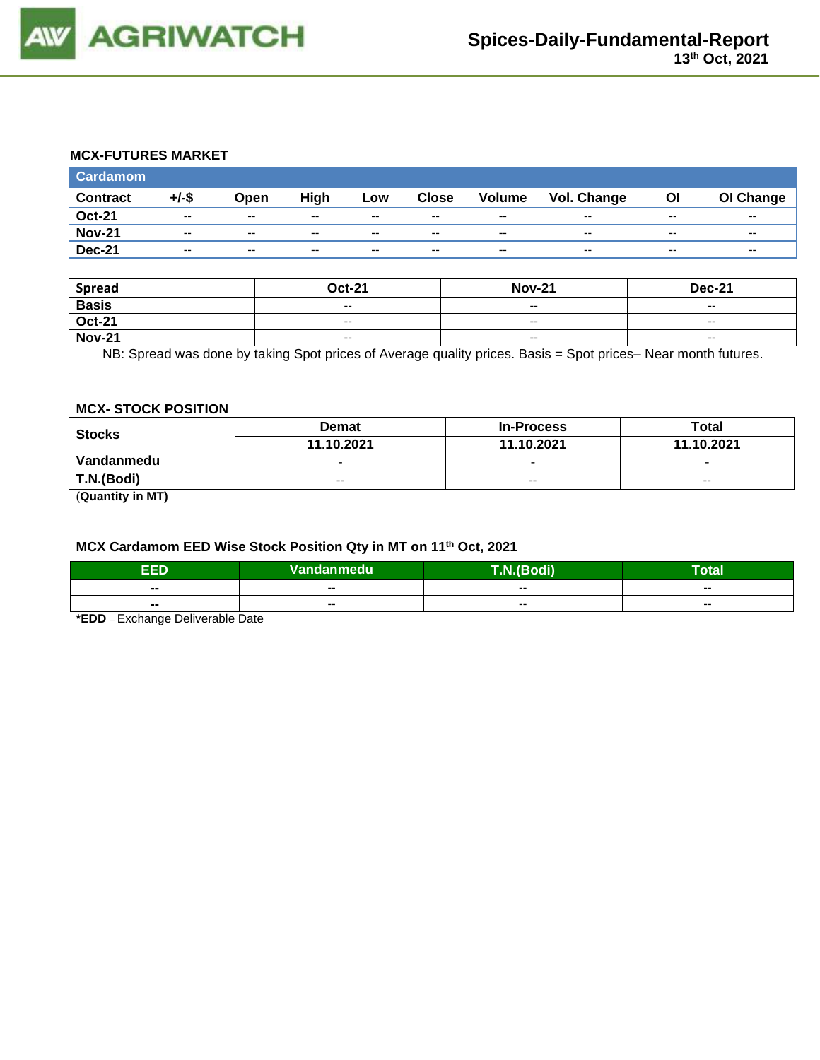## MCX-FUTURES MARKET

| Cardamom | | | | | | | | | |
|---|---|---|---|---|---|---|---|---|---|
| **Contract** | **+/-$** | **Open** | **High** | **Low** | **Close** | **Volume** | **Vol. Change** | **OI** | **OI Change** |
| **Oct-21** | -- | -- | -- | -- | -- | -- | -- | -- | -- |
| **Nov-21** | -- | -- | -- | -- | -- | -- | -- | -- | -- |
| **Dec-21** | -- | -- | -- | -- | -- | -- | -- | -- | -- |

| Spread | Oct-21 | Nov-21 | Dec-21 |
|---|---|---|---|
| **Basis** | -- | -- | -- |
| **Oct-21** | -- | -- | -- |
| **Nov-21** | -- | -- | -- |

NB: Spread was done by taking Spot prices of Average quality prices. Basis = Spot prices– Near month futures.

## MCX- STOCK POSITION

| Stocks | Demat | In-Process | Total |
|---|---|---|---|
| | 11.10.2021 | 11.10.2021 | 11.10.2021 |
| **Vandanmedu** | - | - | - |
| **T.N.(Bodi)** | -- | -- | -- |

(**Quantity in MT)**

## MCX Cardamom EED Wise Stock Position Qty in MT on 11th Oct, 2021

| EED | Vandanmedu | T.N.(Bodi) | Total |
|---|---|---|---|
| -- | -- | -- | -- |
| -- | -- | -- | -- |

***EDD** – Exchange Deliverable Date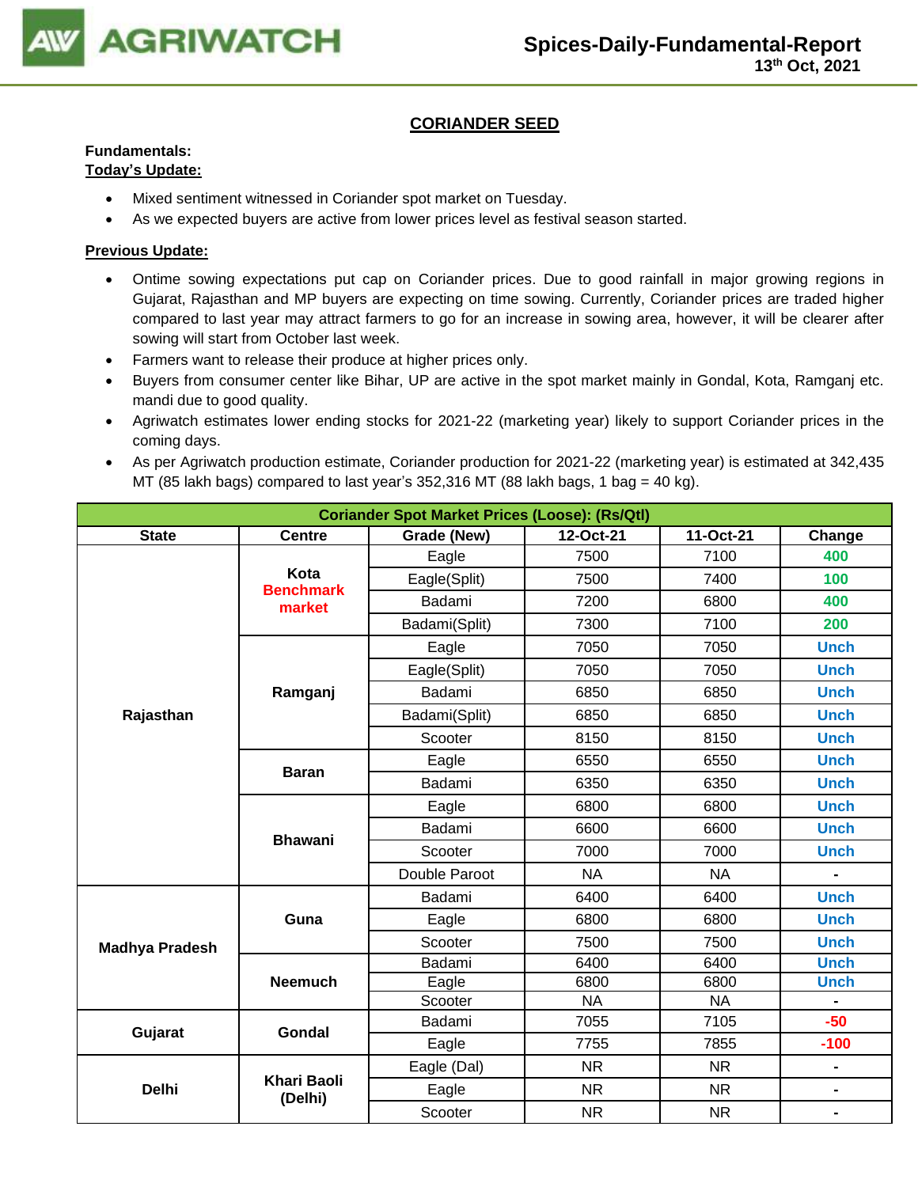# CORIANDER SEED

**Fundamentals:**

**Today's Update:**

- Mixed sentiment witnessed in Coriander spot market on Tuesday.
- As we expected buyers are active from lower prices level as festival season started.

**Previous Update:**

- Ontime sowing expectations put cap on Coriander prices. Due to good rainfall in major growing regions in Gujarat, Rajasthan and MP buyers are expecting on time sowing. Currently, Coriander prices are traded higher compared to last year may attract farmers to go for an increase in sowing area, however, it will be clearer after sowing will start from October last week.
- Farmers want to release their produce at higher prices only.
- Buyers from consumer center like Bihar, UP are active in the spot market mainly in Gondal, Kota, Ramganj etc. mandi due to good quality.
- Agriwatch estimates lower ending stocks for 2021-22 (marketing year) likely to support Coriander prices in the coming days.
- As per Agriwatch production estimate, Coriander production for 2021-22 (marketing year) is estimated at 342,435 MT (85 lakh bags) compared to last year's 352,316 MT (88 lakh bags, 1 bag = 40 kg).

| Coriander Spot Market Prices (Loose): (Rs/Qtl) | | | | | |
|---|---|---|---|---|---|
| State | Centre | Grade (New) | 12-Oct-21 | 11-Oct-21 | Change |
| Rajasthan | Kota Benchmark market | Eagle | 7500 | 7100 | 400 |
| | | Eagle(Split) | 7500 | 7400 | 100 |
| | | Badami | 7200 | 6800 | 400 |
| | | Badami(Split) | 7300 | 7100 | 200 |
| | Ramganj | Eagle | 7050 | 7050 | Unch |
| | | Eagle(Split) | 7050 | 7050 | Unch |
| | | Badami | 6850 | 6850 | Unch |
| | | Badami(Split) | 6850 | 6850 | Unch |
| | | Scooter | 8150 | 8150 | Unch |
| | Baran | Eagle | 6550 | 6550 | Unch |
| | | Badami | 6350 | 6350 | Unch |
| | Bhawani | Eagle | 6800 | 6800 | Unch |
| | | Badami | 6600 | 6600 | Unch |
| | | Scooter | 7000 | 7000 | Unch |
| | | Double Paroot | NA | NA | - |
| Madhya Pradesh | Guna | Badami | 6400 | 6400 | Unch |
| | | Eagle | 6800 | 6800 | Unch |
| | | Scooter | 7500 | 7500 | Unch |
| | Neemuch | Badami | 6400 | 6400 | Unch |
| | | Eagle | 6800 | 6800 | Unch |
| | | Scooter | NA | NA | - |
| Gujarat | Gondal | Badami | 7055 | 7105 | -50 |
| | | Eagle | 7755 | 7855 | -100 |
| Delhi | Khari Baoli (Delhi) | Eagle (Dal) | NR | NR | - |
| | | Eagle | NR | NR | - |
| | | Scooter | NR | NR | - |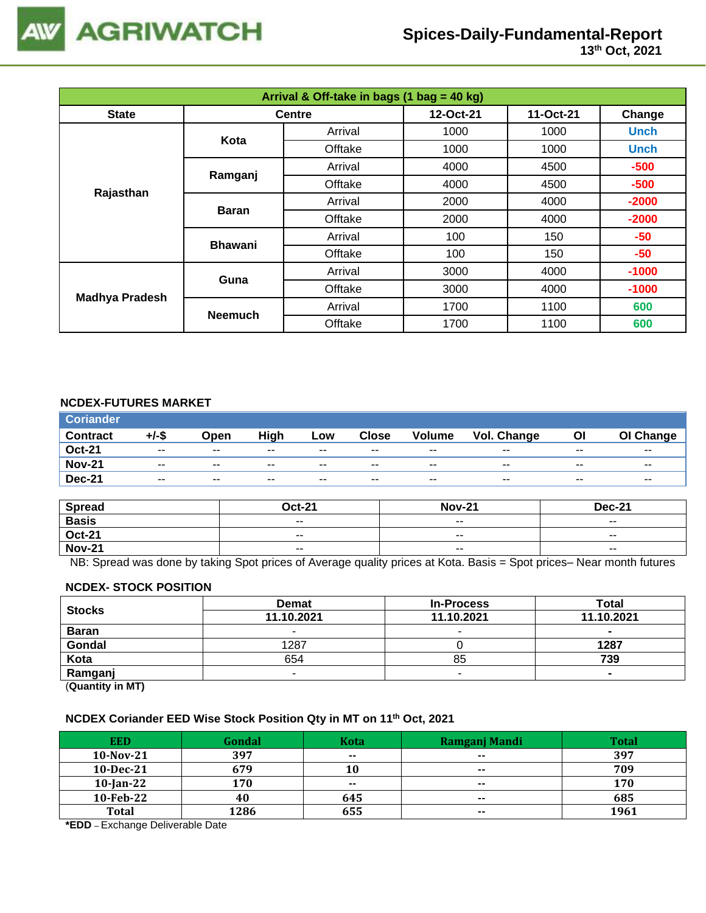# Spices-Daily-Fundamental-Report

13th Oct, 2021

| Arrival & Off-take in bags (1 bag = 40 kg) | | | | | |
|---|---|---|---|---|---|
| **State** | **Centre** | | **12-Oct-21** | **11-Oct-21** | **Change** |
| **Rajasthan** | **Kota** | Arrival | 1000 | 1000 | Unch |
| | | Offtake | 1000 | 1000 | Unch |
| | **Ramganj** | Arrival | 4000 | 4500 | -500 |
| | | Offtake | 4000 | 4500 | -500 |
| | **Baran** | Arrival | 2000 | 4000 | -2000 |
| | | Offtake | 2000 | 4000 | -2000 |
| | **Bhawani** | Arrival | 100 | 150 | -50 |
| | | Offtake | 100 | 150 | -50 |
| **Madhya Pradesh** | **Guna** | Arrival | 3000 | 4000 | -1000 |
| | | Offtake | 3000 | 4000 | -1000 |
| | **Neemuch** | Arrival | 1700 | 1100 | 600 |
| | | Offtake | 1700 | 1100 | 600 |

## NCDEX-FUTURES MARKET

| Coriander | | | | | | | | | |
|---|---|---|---|---|---|---|---|---|---|
| **Contract** | **+/-$** | **Open** | **High** | **Low** | **Close** | **Volume** | **Vol. Change** | **OI** | **OI Change** |
| **Oct-21** | -- | -- | -- | -- | -- | -- | -- | -- | -- |
| **Nov-21** | -- | -- | -- | -- | -- | -- | -- | -- | -- |
| **Dec-21** | -- | -- | -- | -- | -- | -- | -- | -- | -- |

| Spread | Oct-21 | Nov-21 | Dec-21 |
|---|---|---|---|
| **Basis** | -- | -- | -- |
| **Oct-21** | -- | -- | -- |
| **Nov-21** | -- | -- | -- |

NB: Spread was done by taking Spot prices of Average quality prices at Kota. Basis = Spot prices– Near month futures

## NCDEX- STOCK POSITION

| Stocks | Demat | In-Process | Total |
|---|---|---|---|
| | **11.10.2021** | **11.10.2021** | **11.10.2021** |
| **Baran** | - | - | **-** |
| **Gondal** | 1287 | 0 | **1287** |
| **Kota** | 654 | 85 | **739** |
| **Ramganj** | - | - | **-** |

(**Quantity in MT)**

## NCDEX Coriander EED Wise Stock Position Qty in MT on 11th Oct, 2021

| EED | Gondal | Kota | Ramganj Mandi | Total |
|---|---|---|---|---|
| **10-Nov-21** | **397** | **--** | **--** | **397** |
| **10-Dec-21** | **679** | **10** | **--** | **709** |
| **10-Jan-22** | **170** | **--** | **--** | **170** |
| **10-Feb-22** | **40** | **645** | **--** | **685** |
| **Total** | **1286** | **655** | **--** | **1961** |

***EDD** – Exchange Deliverable Date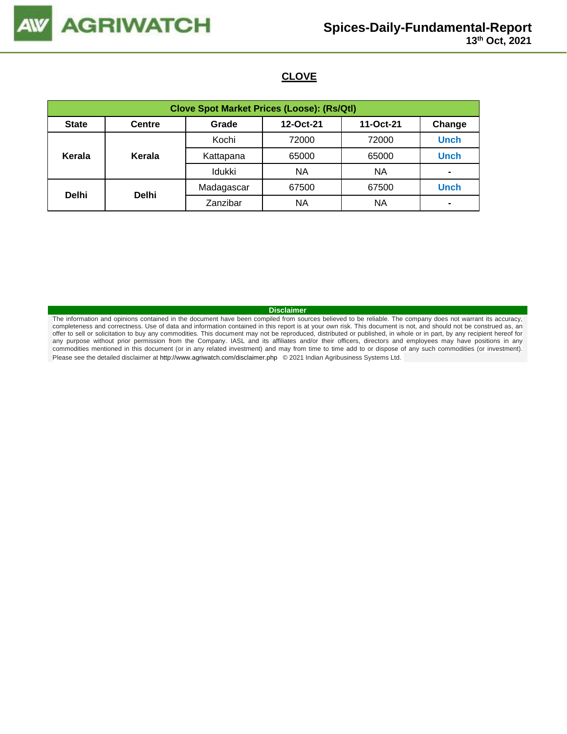## CLOVE

| Clove Spot Market Prices (Loose): (Rs/Qtl) | | | | | |
|---|---|---|---|---|---|
| **State** | **Centre** | **Grade** | **12-Oct-21** | **11-Oct-21** | **Change** |
| **Kerala** | **Kerala** | Kochi | 72000 | 72000 | **Unch** |
| | | Kattapana | 65000 | 65000 | **Unch** |
| | | Idukki | NA | NA | **-** |
| **Delhi** | **Delhi** | Madagascar | 67500 | 67500 | **Unch** |
| | | Zanzibar | NA | NA | **-** |

**Disclaimer**

The information and opinions contained in the document have been compiled from sources believed to be reliable. The company does not warrant its accuracy, completeness and correctness. Use of data and information contained in this report is at your own risk. This document is not, and should not be construed as, an offer to sell or solicitation to buy any commodities. This document may not be reproduced, distributed or published, in whole or in part, by any recipient hereof for any purpose without prior permission from the Company. IASL and its affiliates and/or their officers, directors and employees may have positions in any commodities mentioned in this document (or in any related investment) and may from time to time add to or dispose of any such commodities (or investment). Please see the detailed disclaimer at http://www.agriwatch.com/disclaimer.php © 2021 Indian Agribusiness Systems Ltd.